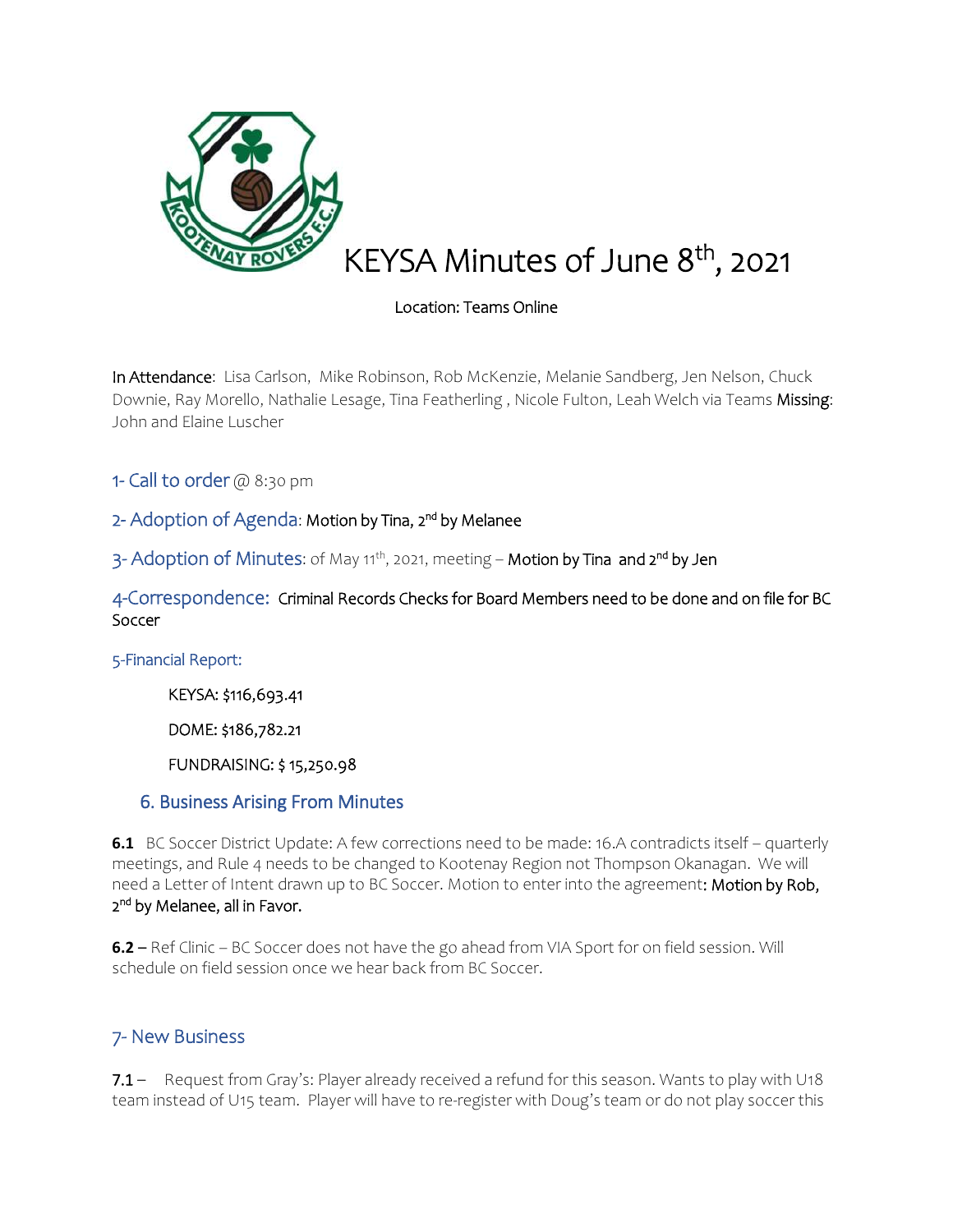# KEYSA Minutes of June 8th, 2021

Location: Teams Online

**In Attendance**: Lisa Carlson, Mike Robinson, Rob McKenzie, Melanie Sandberg, Jen Nelson, Chuck Downie, Ray Morello, Nathalie Lesage, Tina Featherling , Nicole Fulton, Leah Welch via Teams **Missing**: John and Elaine Luscher

## 1- Call to order @ 8:30 pm

## 2- Adoption of Agenda: Motion by Tina, 2nd by Melanee

## 3- Adoption of Minutes: of May 11th, 2021, meeting – Motion by Tina and 2nd by Jen

## 4-Correspondence: Criminal Records Checks for Board Members need to be done and on file for BC Soccer

### 5-Financial Report:

KEYSA: $116,693.41

DOME: $186,782.21

FUNDRAISING: $ 15,250.98

## 6. Business Arising From Minutes

**6.1** BC Soccer District Update: A few corrections need to be made: 16.A contradicts itself – quarterly meetings, and Rule 4 needs to be changed to Kootenay Region not Thompson Okanagan. We will need a Letter of Intent drawn up to BC Soccer. Motion to enter into the agreement: **Motion by Rob, 2nd by Melanee, all in Favor.**

**6.2** – Ref Clinic – BC Soccer does not have the go ahead from VIA Sport for on field session. Will schedule on field session once we hear back from BC Soccer.

## 7- New Business

**7.1** – Request from Gray's: Player already received a refund for this season. Wants to play with U18 team instead of U15 team. Player will have to re-register with Doug's team or do not play soccer this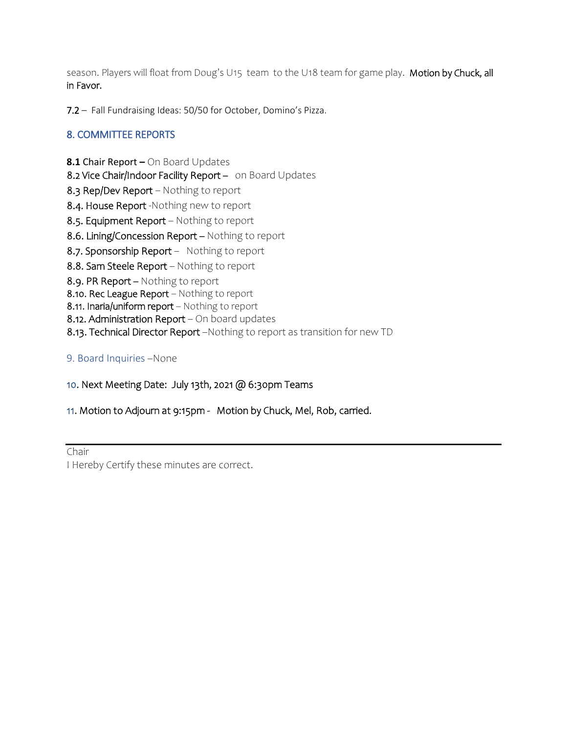season. Players will float from Doug's U15 team to the U18 team for game play. **Motion by Chuck, all in Favor.**

7.2 – Fall Fundraising Ideas: 50/50 for October, Domino's Pizza.

## 8. COMMITTEE REPORTS

**8.1** Chair Report – On Board Updates
8.2 Vice Chair/Indoor Facility Report – on Board Updates
8.3 Rep/Dev Report – Nothing to report
8.4. House Report -Nothing new to report
8.5. Equipment Report – Nothing to report
8.6. Lining/Concession Report – Nothing to report
8.7. Sponsorship Report – Nothing to report
8.8. Sam Steele Report – Nothing to report
8.9. PR Report – Nothing to report
8.10. Rec League Report – Nothing to report
8.11. Inaria/uniform report – Nothing to report
8.12. Administration Report – On board updates
8.13. Technical Director Report –Nothing to report as transition for new TD

9. Board Inquiries –None

10. Next Meeting Date: July 13th, 2021 @ 6:30pm Teams

11. Motion to Adjourn at 9:15pm - Motion by Chuck, Mel, Rob, carried.

---

Chair
I Hereby Certify these minutes are correct.